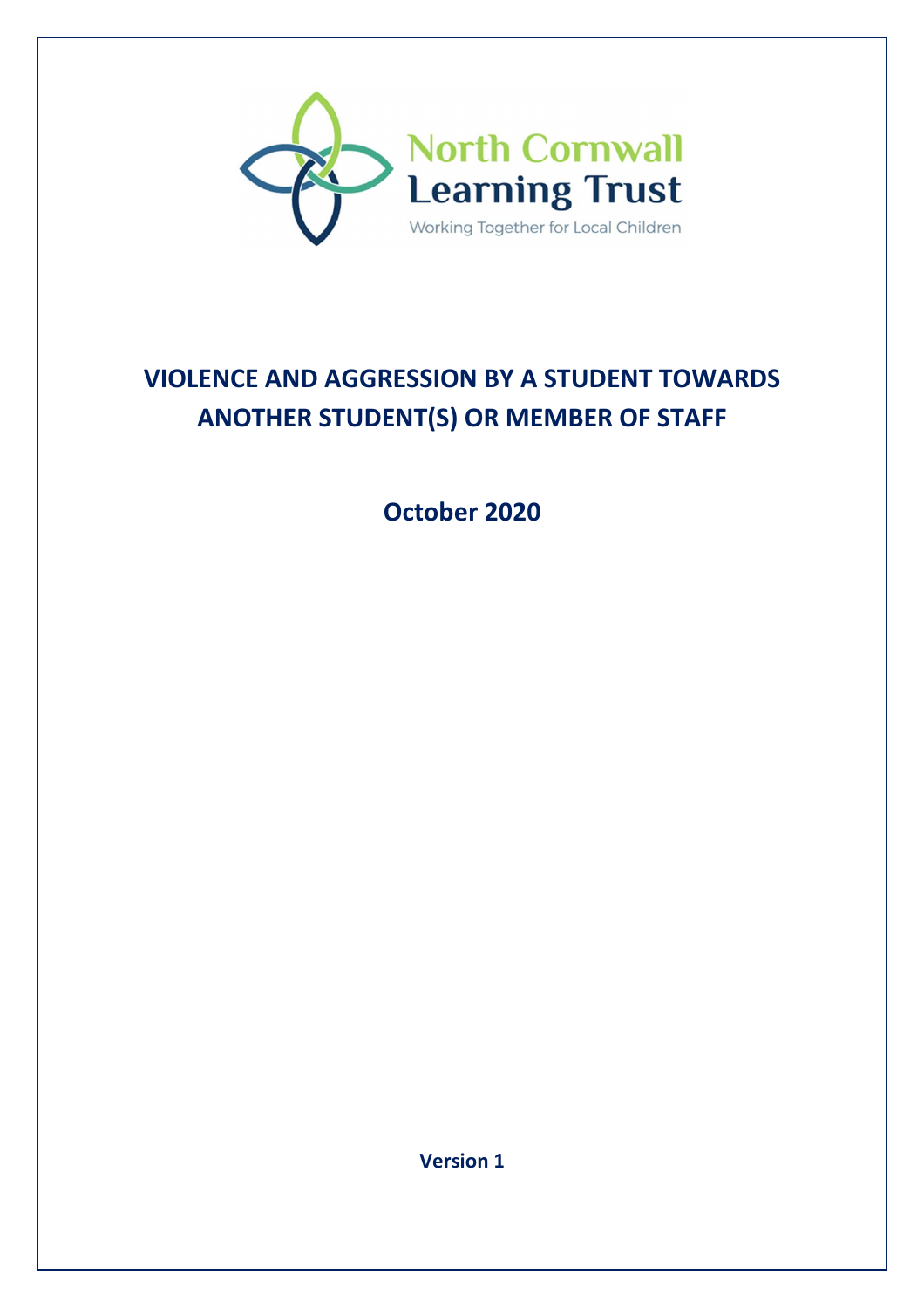North Cornwall Learning Trust

Working Together for Local Children

# VIOLENCE AND AGGRESSION BY A STUDENT TOWARDS ANOTHER STUDENT(S) OR MEMBER OF STAFF

**October 2020**

**Version 1**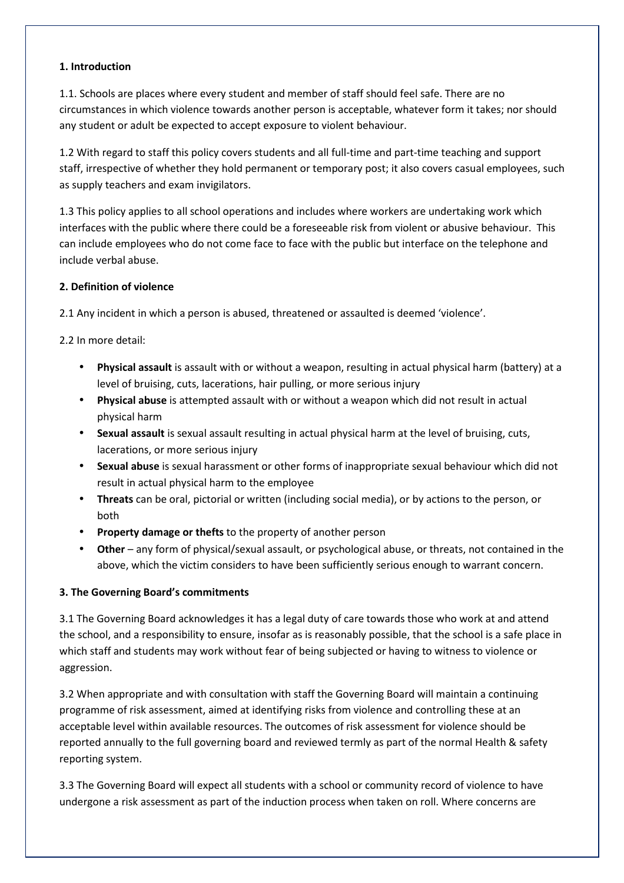**1. Introduction**

1.1. Schools are places where every student and member of staff should feel safe. There are no circumstances in which violence towards another person is acceptable, whatever form it takes; nor should any student or adult be expected to accept exposure to violent behaviour.

1.2 With regard to staff this policy covers students and all full-time and part-time teaching and support staff, irrespective of whether they hold permanent or temporary post; it also covers casual employees, such as supply teachers and exam invigilators.

1.3 This policy applies to all school operations and includes where workers are undertaking work which interfaces with the public where there could be a foreseeable risk from violent or abusive behaviour. This can include employees who do not come face to face with the public but interface on the telephone and include verbal abuse.

**2. Definition of violence**

2.1 Any incident in which a person is abused, threatened or assaulted is deemed 'violence'.

2.2 In more detail:

- **Physical assault** is assault with or without a weapon, resulting in actual physical harm (battery) at a level of bruising, cuts, lacerations, hair pulling, or more serious injury
- **Physical abuse** is attempted assault with or without a weapon which did not result in actual physical harm
- **Sexual assault** is sexual assault resulting in actual physical harm at the level of bruising, cuts, lacerations, or more serious injury
- **Sexual abuse** is sexual harassment or other forms of inappropriate sexual behaviour which did not result in actual physical harm to the employee
- **Threats** can be oral, pictorial or written (including social media), or by actions to the person, or both
- **Property damage or thefts** to the property of another person
- **Other** – any form of physical/sexual assault, or psychological abuse, or threats, not contained in the above, which the victim considers to have been sufficiently serious enough to warrant concern.

**3. The Governing Board's commitments**

3.1 The Governing Board acknowledges it has a legal duty of care towards those who work at and attend the school, and a responsibility to ensure, insofar as is reasonably possible, that the school is a safe place in which staff and students may work without fear of being subjected or having to witness to violence or aggression.

3.2 When appropriate and with consultation with staff the Governing Board will maintain a continuing programme of risk assessment, aimed at identifying risks from violence and controlling these at an acceptable level within available resources. The outcomes of risk assessment for violence should be reported annually to the full governing board and reviewed termly as part of the normal Health & safety reporting system.

3.3 The Governing Board will expect all students with a school or community record of violence to have undergone a risk assessment as part of the induction process when taken on roll. Where concerns are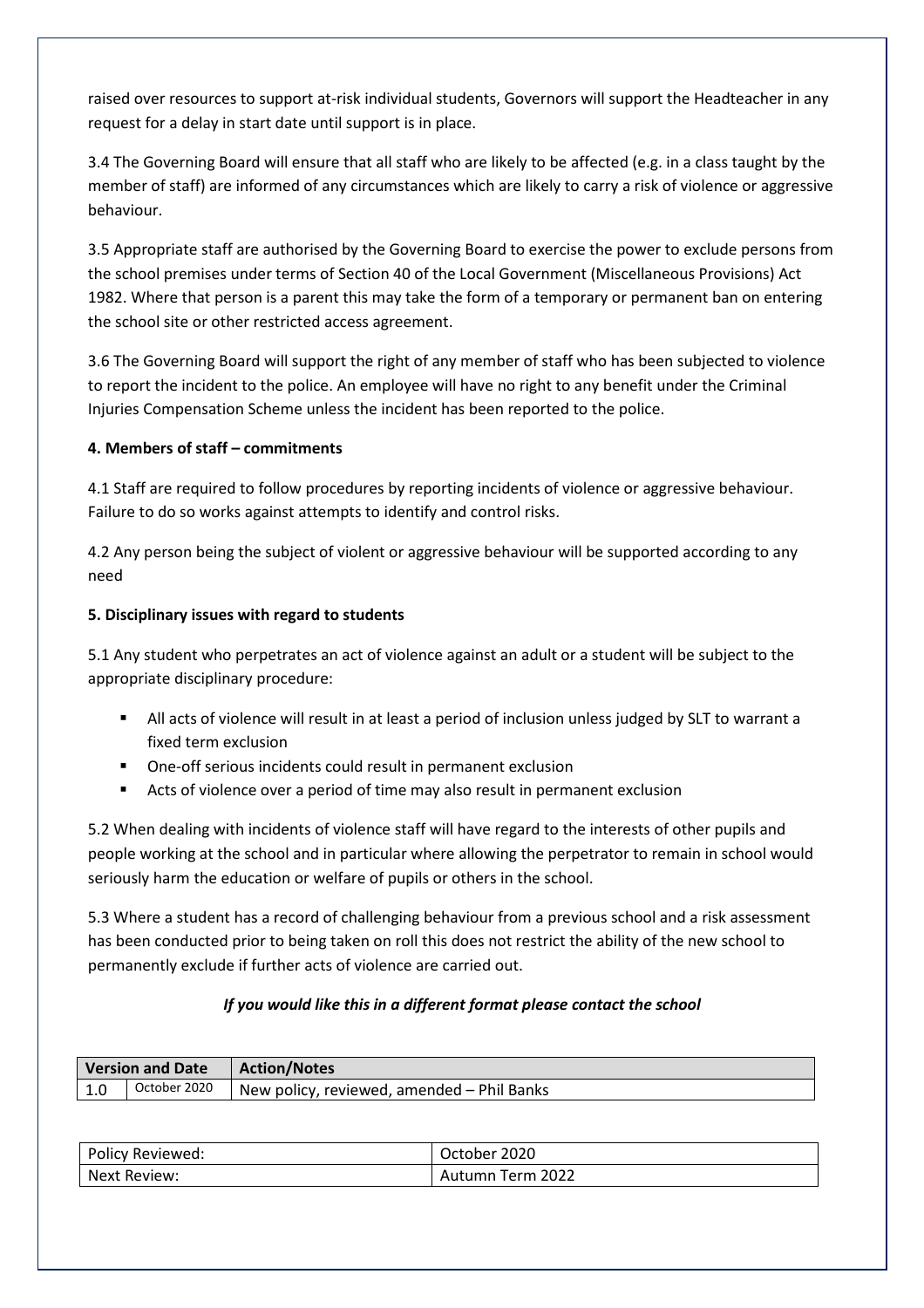raised over resources to support at-risk individual students, Governors will support the Headteacher in any request for a delay in start date until support is in place.

3.4 The Governing Board will ensure that all staff who are likely to be affected (e.g. in a class taught by the member of staff) are informed of any circumstances which are likely to carry a risk of violence or aggressive behaviour.

3.5 Appropriate staff are authorised by the Governing Board to exercise the power to exclude persons from the school premises under terms of Section 40 of the Local Government (Miscellaneous Provisions) Act 1982. Where that person is a parent this may take the form of a temporary or permanent ban on entering the school site or other restricted access agreement.

3.6 The Governing Board will support the right of any member of staff who has been subjected to violence to report the incident to the police. An employee will have no right to any benefit under the Criminal Injuries Compensation Scheme unless the incident has been reported to the police.

**4. Members of staff – commitments**

4.1 Staff are required to follow procedures by reporting incidents of violence or aggressive behaviour. Failure to do so works against attempts to identify and control risks.

4.2 Any person being the subject of violent or aggressive behaviour will be supported according to any need

**5. Disciplinary issues with regard to students**

5.1 Any student who perpetrates an act of violence against an adult or a student will be subject to the appropriate disciplinary procedure:

- All acts of violence will result in at least a period of inclusion unless judged by SLT to warrant a fixed term exclusion
- One-off serious incidents could result in permanent exclusion
- Acts of violence over a period of time may also result in permanent exclusion

5.2 When dealing with incidents of violence staff will have regard to the interests of other pupils and people working at the school and in particular where allowing the perpetrator to remain in school would seriously harm the education or welfare of pupils or others in the school.

5.3 Where a student has a record of challenging behaviour from a previous school and a risk assessment has been conducted prior to being taken on roll this does not restrict the ability of the new school to permanently exclude if further acts of violence are carried out.

***If you would like this in a different format please contact the school***

| Version and Date | | Action/Notes |
|---|---|---|
| 1.0 | October 2020 | New policy, reviewed, amended – Phil Banks |

| | |
|---|---|
| Policy Reviewed: | October 2020 |
| Next Review: | Autumn Term 2022 |